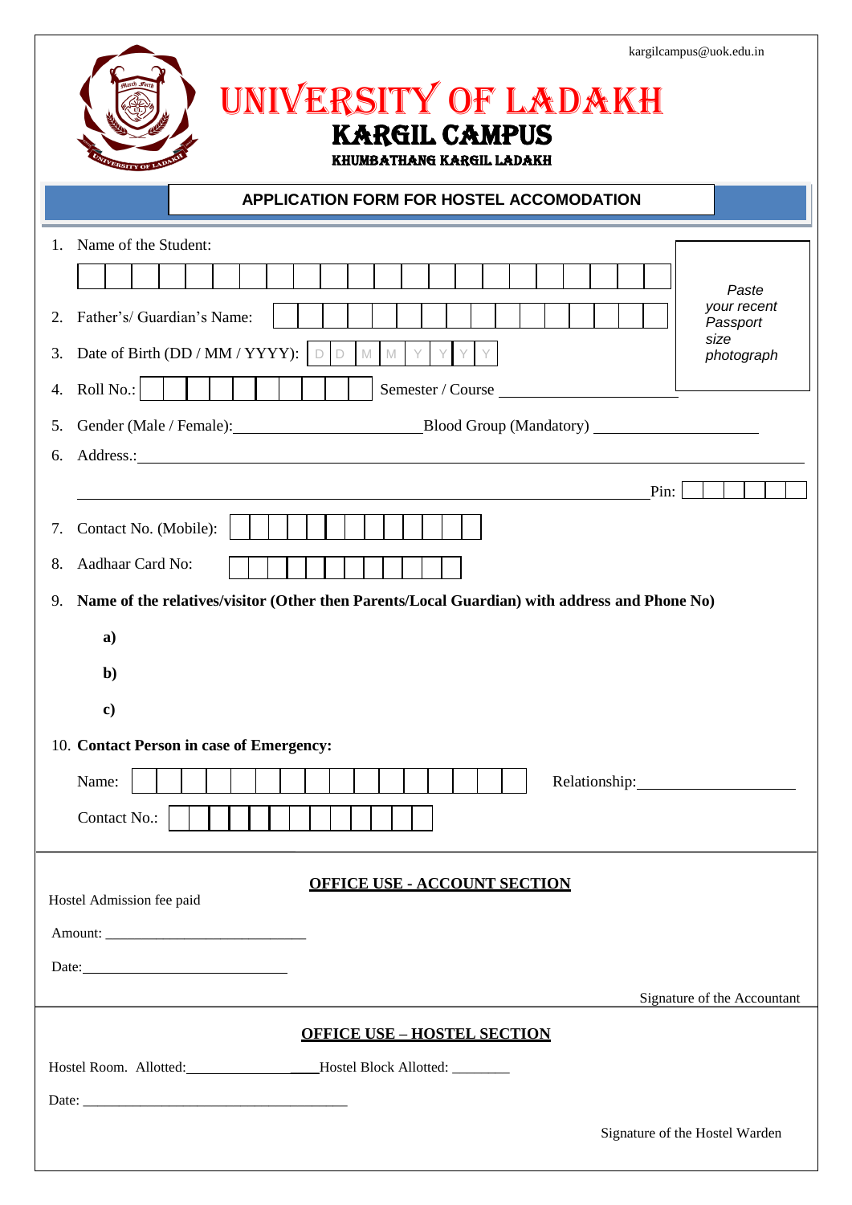kargilcampus@uok.edu.in

# UNIVERSITY OF LADAKH

## KARGIL CAMPUS

### KHUMBATHANG KARGIL LADAKH

**APPLICATION FORM FOR HOSTEL ACCOMODATION**

*Paste your recent Passport size photograph*

1. Name of the Student:
2. Father's/ Guardian's Name:
3. Date of Birth (DD / MM / YYYY): D D M M Y Y Y Y
4. Roll No.: Semester / Course ______________________
5. Gender (Male / Female):______________________ Blood Group (Mandatory) ______________________
6. Address.:______________________________________________________________________

   ______________________________________________________________________ Pin:
7. Contact No. (Mobile):
8. Aadhaar Card No:
9. **Name of the relatives/visitor (Other then Parents/Local Guardian) with address and Phone No)**

   **a)**

   **b)**

   **c)**
10. **Contact Person in case of Emergency:**

    Name: Relationship:______________________

    Contact No.:

---

**OFFICE USE - ACCOUNT SECTION**

Hostel Admission fee paid

Amount: ___________________________

Date:___________________________

Signature of the Accountant

---

**OFFICE USE – HOSTEL SECTION**

Hostel Room. Allotted:_______________ Hostel Block Allotted: ________

Date: _____________________________________

Signature of the Hostel Warden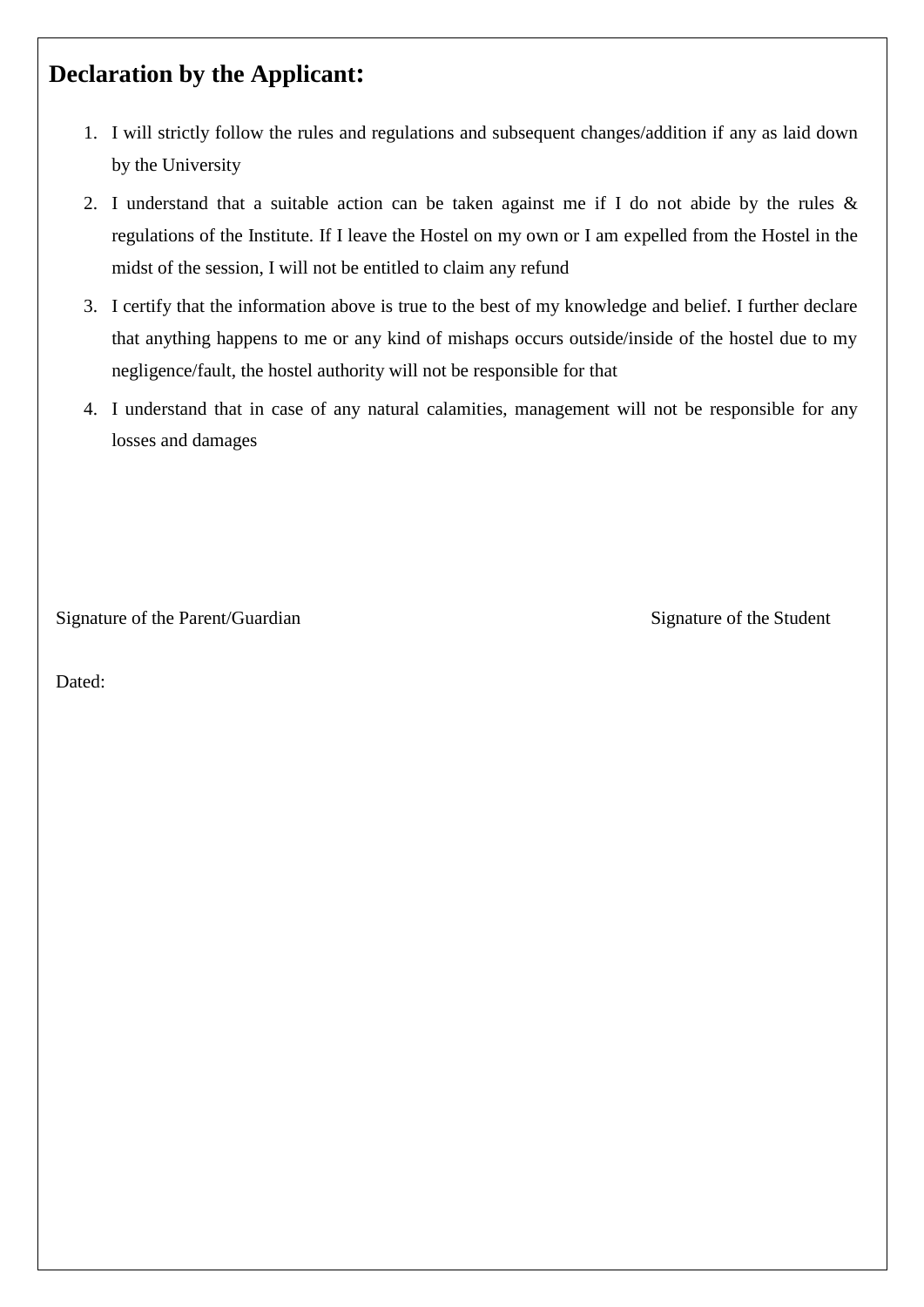## Declaration by the Applicant:

1. I will strictly follow the rules and regulations and subsequent changes/addition if any as laid down by the University
2. I understand that a suitable action can be taken against me if I do not abide by the rules & regulations of the Institute. If I leave the Hostel on my own or I am expelled from the Hostel in the midst of the session, I will not be entitled to claim any refund
3. I certify that the information above is true to the best of my knowledge and belief. I further declare that anything happens to me or any kind of mishaps occurs outside/inside of the hostel due to my negligence/fault, the hostel authority will not be responsible for that
4. I understand that in case of any natural calamities, management will not be responsible for any losses and damages

Signature of the Parent/Guardian

Signature of the Student

Dated: